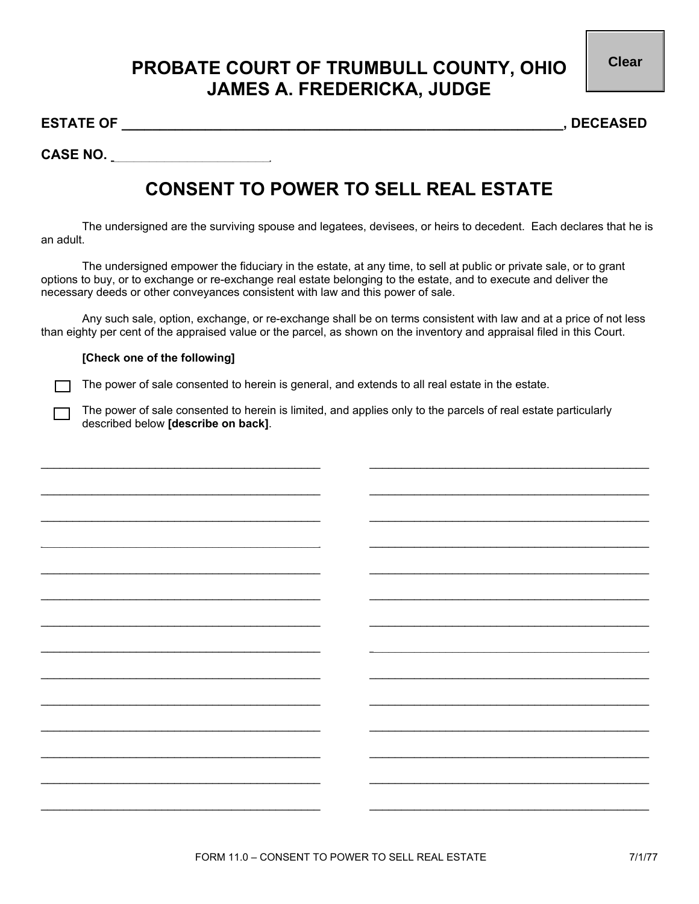# PROBATE COURT OF TRUMBULL COUNTY, OHIO
# JAMES A. FREDERICKA, JUDGE

**ESTATE OF \_\_\_\_\_\_\_\_\_\_\_\_\_\_\_\_\_\_\_\_\_\_\_\_\_\_\_\_\_\_\_\_\_\_\_\_\_\_\_\_\_\_\_\_\_\_\_\_\_\_\_\_\_\_\_\_, DECEASED**

**CASE NO. \_\_\_\_\_\_\_\_\_\_\_\_\_\_\_\_\_\_\_\_\_\_\_\_**

## CONSENT TO POWER TO SELL REAL ESTATE

The undersigned are the surviving spouse and legatees, devisees, or heirs to decedent. Each declares that he is an adult.

The undersigned empower the fiduciary in the estate, at any time, to sell at public or private sale, or to grant options to buy, or to exchange or re-exchange real estate belonging to the estate, and to execute and deliver the necessary deeds or other conveyances consistent with law and this power of sale.

Any such sale, option, exchange, or re-exchange shall be on terms consistent with law and at a price of not less than eighty per cent of the appraised value or the parcel, as shown on the inventory and appraisal filed in this Court.

**[Check one of the following]**

☐ The power of sale consented to herein is general, and extends to all real estate in the estate.

☐ The power of sale consented to herein is limited, and applies only to the parcels of real estate particularly described below **[describe on back]**.

| | |
|---|---|
| \_\_\_\_\_\_\_\_\_\_\_\_\_\_\_\_\_\_\_\_\_\_\_\_\_\_\_\_\_\_\_\_\_\_\_\_ | \_\_\_\_\_\_\_\_\_\_\_\_\_\_\_\_\_\_\_\_\_\_\_\_\_\_\_\_\_\_\_\_\_\_\_\_ |
| \_\_\_\_\_\_\_\_\_\_\_\_\_\_\_\_\_\_\_\_\_\_\_\_\_\_\_\_\_\_\_\_\_\_\_\_ | \_\_\_\_\_\_\_\_\_\_\_\_\_\_\_\_\_\_\_\_\_\_\_\_\_\_\_\_\_\_\_\_\_\_\_\_ |
| \_\_\_\_\_\_\_\_\_\_\_\_\_\_\_\_\_\_\_\_\_\_\_\_\_\_\_\_\_\_\_\_\_\_\_\_ | \_\_\_\_\_\_\_\_\_\_\_\_\_\_\_\_\_\_\_\_\_\_\_\_\_\_\_\_\_\_\_\_\_\_\_\_ |
| \_\_\_\_\_\_\_\_\_\_\_\_\_\_\_\_\_\_\_\_\_\_\_\_\_\_\_\_\_\_\_\_\_\_\_\_ | \_\_\_\_\_\_\_\_\_\_\_\_\_\_\_\_\_\_\_\_\_\_\_\_\_\_\_\_\_\_\_\_\_\_\_\_ |
| \_\_\_\_\_\_\_\_\_\_\_\_\_\_\_\_\_\_\_\_\_\_\_\_\_\_\_\_\_\_\_\_\_\_\_\_ | \_\_\_\_\_\_\_\_\_\_\_\_\_\_\_\_\_\_\_\_\_\_\_\_\_\_\_\_\_\_\_\_\_\_\_\_ |
| \_\_\_\_\_\_\_\_\_\_\_\_\_\_\_\_\_\_\_\_\_\_\_\_\_\_\_\_\_\_\_\_\_\_\_\_ | \_\_\_\_\_\_\_\_\_\_\_\_\_\_\_\_\_\_\_\_\_\_\_\_\_\_\_\_\_\_\_\_\_\_\_\_ |
| \_\_\_\_\_\_\_\_\_\_\_\_\_\_\_\_\_\_\_\_\_\_\_\_\_\_\_\_\_\_\_\_\_\_\_\_ | \_\_\_\_\_\_\_\_\_\_\_\_\_\_\_\_\_\_\_\_\_\_\_\_\_\_\_\_\_\_\_\_\_\_\_\_ |
| \_\_\_\_\_\_\_\_\_\_\_\_\_\_\_\_\_\_\_\_\_\_\_\_\_\_\_\_\_\_\_\_\_\_\_\_ | \_\_\_\_\_\_\_\_\_\_\_\_\_\_\_\_\_\_\_\_\_\_\_\_\_\_\_\_\_\_\_\_\_\_\_\_ |
| \_\_\_\_\_\_\_\_\_\_\_\_\_\_\_\_\_\_\_\_\_\_\_\_\_\_\_\_\_\_\_\_\_\_\_\_ | \_\_\_\_\_\_\_\_\_\_\_\_\_\_\_\_\_\_\_\_\_\_\_\_\_\_\_\_\_\_\_\_\_\_\_\_ |
| \_\_\_\_\_\_\_\_\_\_\_\_\_\_\_\_\_\_\_\_\_\_\_\_\_\_\_\_\_\_\_\_\_\_\_\_ | \_\_\_\_\_\_\_\_\_\_\_\_\_\_\_\_\_\_\_\_\_\_\_\_\_\_\_\_\_\_\_\_\_\_\_\_ |
| \_\_\_\_\_\_\_\_\_\_\_\_\_\_\_\_\_\_\_\_\_\_\_\_\_\_\_\_\_\_\_\_\_\_\_\_ | \_\_\_\_\_\_\_\_\_\_\_\_\_\_\_\_\_\_\_\_\_\_\_\_\_\_\_\_\_\_\_\_\_\_\_\_ |
| \_\_\_\_\_\_\_\_\_\_\_\_\_\_\_\_\_\_\_\_\_\_\_\_\_\_\_\_\_\_\_\_\_\_\_\_ | \_\_\_\_\_\_\_\_\_\_\_\_\_\_\_\_\_\_\_\_\_\_\_\_\_\_\_\_\_\_\_\_\_\_\_\_ |
| \_\_\_\_\_\_\_\_\_\_\_\_\_\_\_\_\_\_\_\_\_\_\_\_\_\_\_\_\_\_\_\_\_\_\_\_ | \_\_\_\_\_\_\_\_\_\_\_\_\_\_\_\_\_\_\_\_\_\_\_\_\_\_\_\_\_\_\_\_\_\_\_\_ |
| \_\_\_\_\_\_\_\_\_\_\_\_\_\_\_\_\_\_\_\_\_\_\_\_\_\_\_\_\_\_\_\_\_\_\_\_ | \_\_\_\_\_\_\_\_\_\_\_\_\_\_\_\_\_\_\_\_\_\_\_\_\_\_\_\_\_\_\_\_\_\_\_\_ |

FORM 11.0 – CONSENT TO POWER TO SELL REAL ESTATE 7/1/77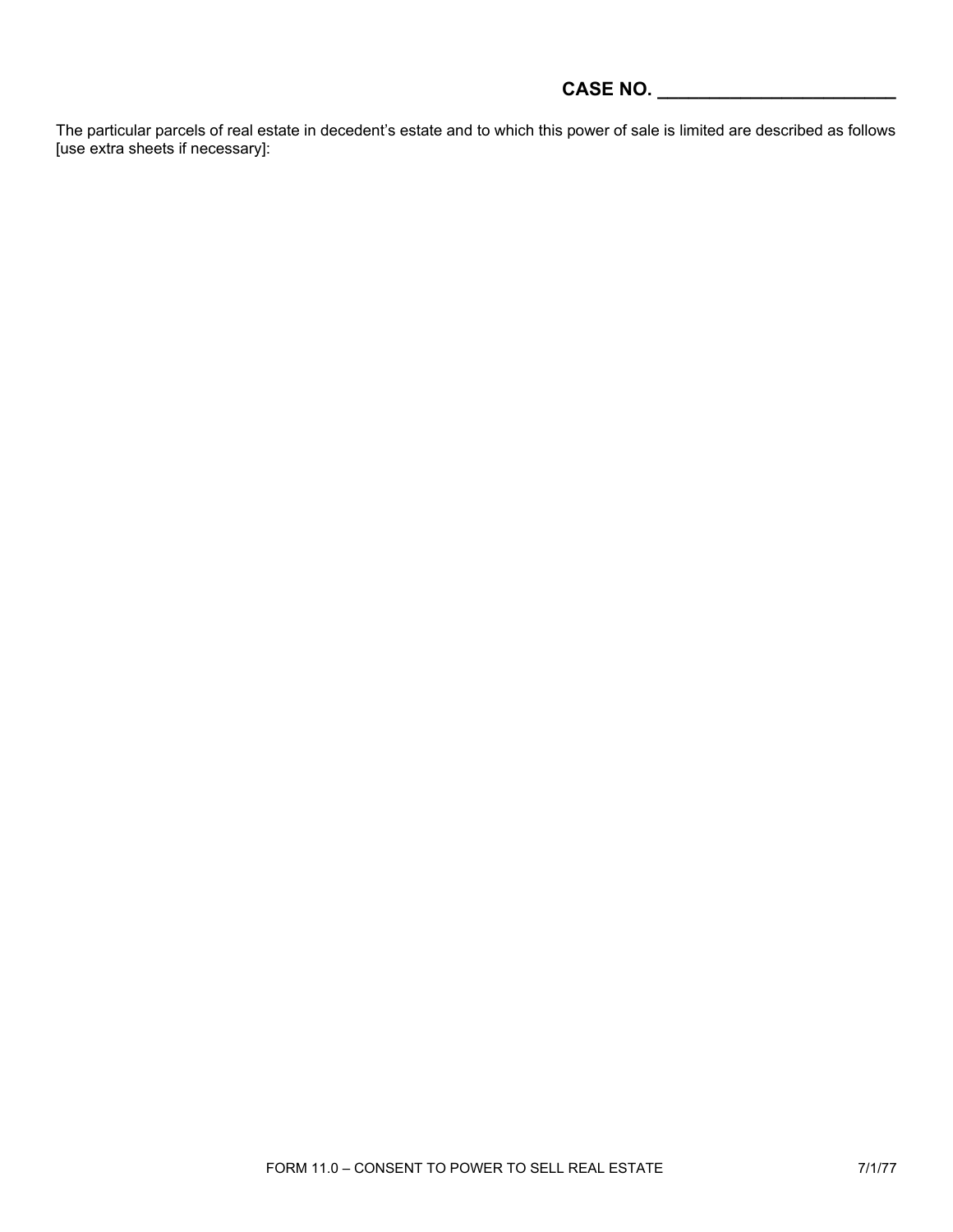**CASE NO. ________________________**

The particular parcels of real estate in decedent's estate and to which this power of sale is limited are described as follows [use extra sheets if necessary]: